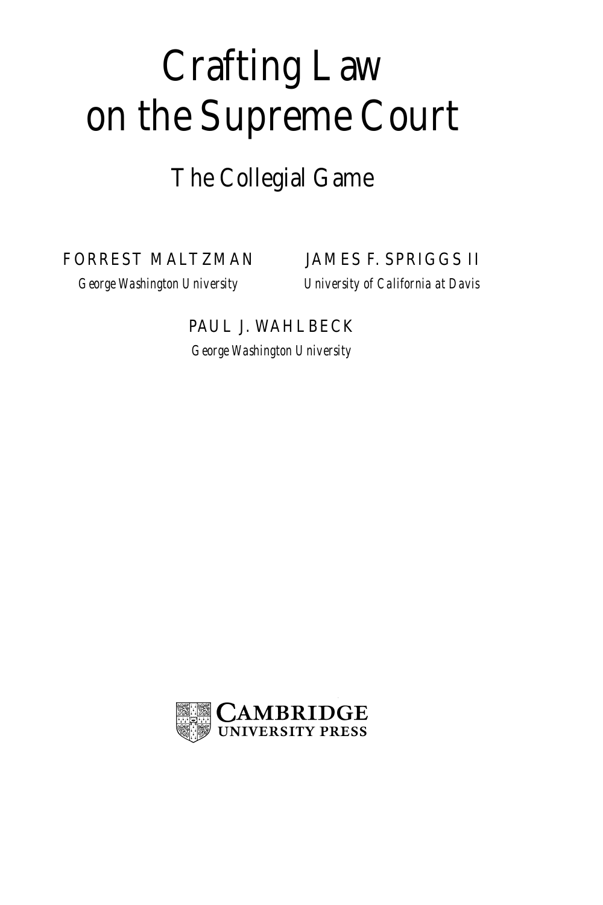# Crafting Law on the Supreme Court

## The Collegial Game

FORREST MALTZMAN
*George Washington University*

JAMES F. SPRIGGS II
*University of California at Davis*

PAUL J. WAHLBECK
*George Washington University*

CAMBRIDGE
UNIVERSITY PRESS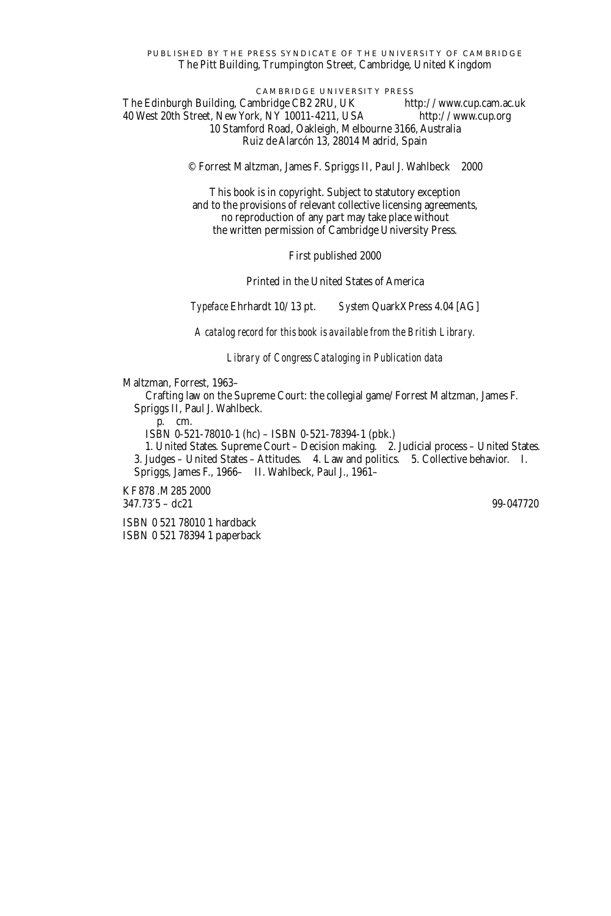PUBLISHED BY THE PRESS SYNDICATE OF THE UNIVERSITY OF CAMBRIDGE
The Pitt Building, Trumpington Street, Cambridge, United Kingdom

CAMBRIDGE UNIVERSITY PRESS
The Edinburgh Building, Cambridge CB2 2RU, UK http://www.cup.cam.ac.uk
40 West 20th Street, New York, NY 10011-4211, USA http://www.cup.org
10 Stamford Road, Oakleigh, Melbourne 3166, Australia
Ruiz de Alarcón 13, 28014 Madrid, Spain

© Forrest Maltzman, James F. Spriggs II, Paul J. Wahlbeck 2000

This book is in copyright. Subject to statutory exception
and to the provisions of relevant collective licensing agreements,
no reproduction of any part may take place without
the written permission of Cambridge University Press.

First published 2000

Printed in the United States of America

*Typeface* Ehrhardt 10/13 pt. *System* QuarkXPress 4.04 [AG]

*A catalog record for this book is available from the British Library.*

*Library of Congress Cataloging in Publication data*

Maltzman, Forrest, 1963–
Crafting law on the Supreme Court: the collegial game/Forrest Maltzman, James F. Spriggs II, Paul J. Wahlbeck.
p. cm.
ISBN 0-521-78010-1 (hc) – ISBN 0-521-78394-1 (pbk.)
1. United States. Supreme Court – Decision making. 2. Judicial process – United States. 3. Judges – United States – Attitudes. 4. Law and politics. 5. Collective behavior. I. Spriggs, James F., 1966– II. Wahlbeck, Paul J., 1961–

KF878 .M285 2000
347.73′5 – dc21 99-047720

ISBN 0 521 78010 1 hardback
ISBN 0 521 78394 1 paperback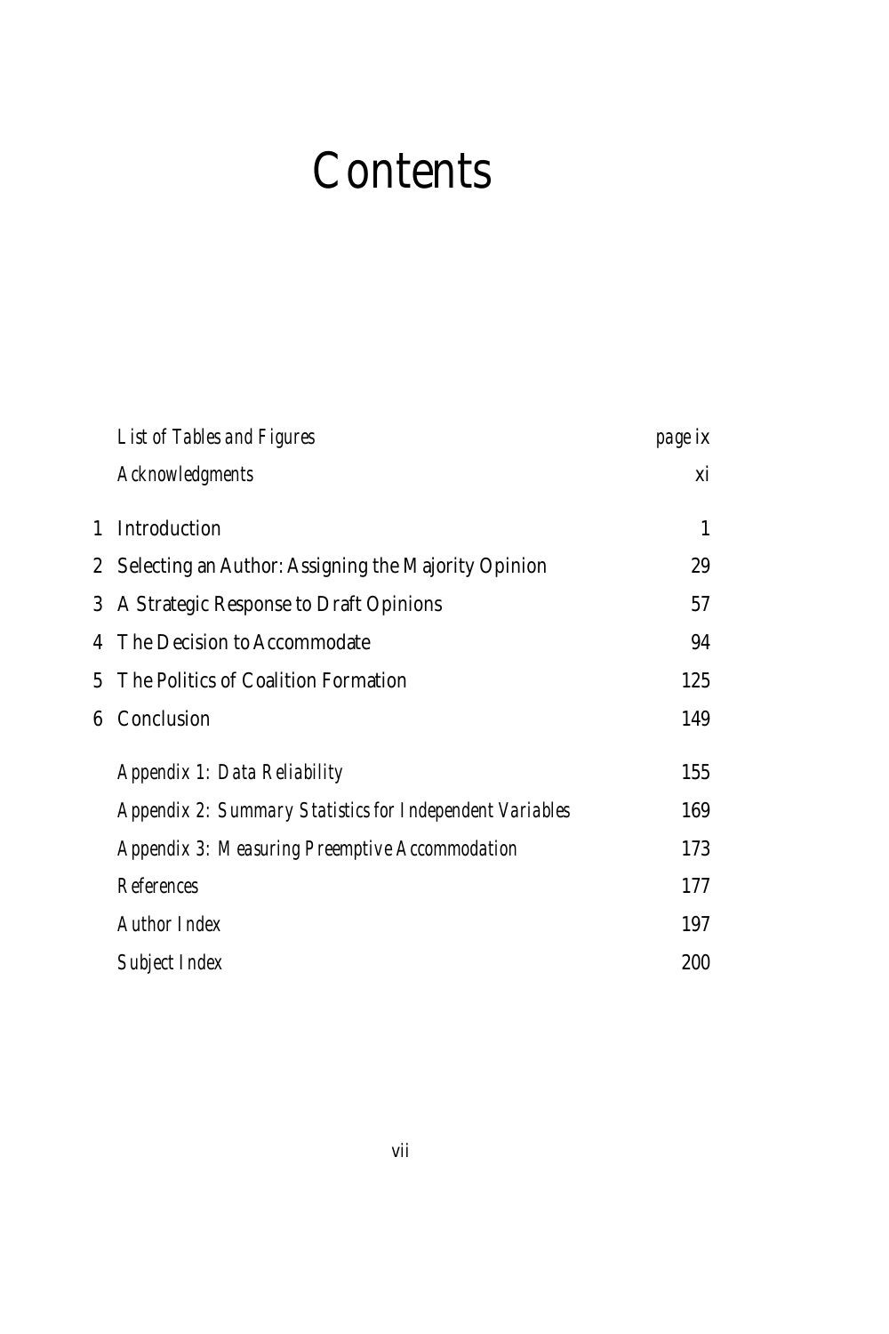# Contents

| | | |
|---|---|---|
| | *List of Tables and Figures* | *page* ix |
| | *Acknowledgments* | xi |
| 1 | Introduction | 1 |
| 2 | Selecting an Author: Assigning the Majority Opinion | 29 |
| 3 | A Strategic Response to Draft Opinions | 57 |
| 4 | The Decision to Accommodate | 94 |
| 5 | The Politics of Coalition Formation | 125 |
| 6 | Conclusion | 149 |
| | *Appendix 1: Data Reliability* | 155 |
| | *Appendix 2: Summary Statistics for Independent Variables* | 169 |
| | *Appendix 3: Measuring Preemptive Accommodation* | 173 |
| | *References* | 177 |
| | *Author Index* | 197 |
| | *Subject Index* | 200 |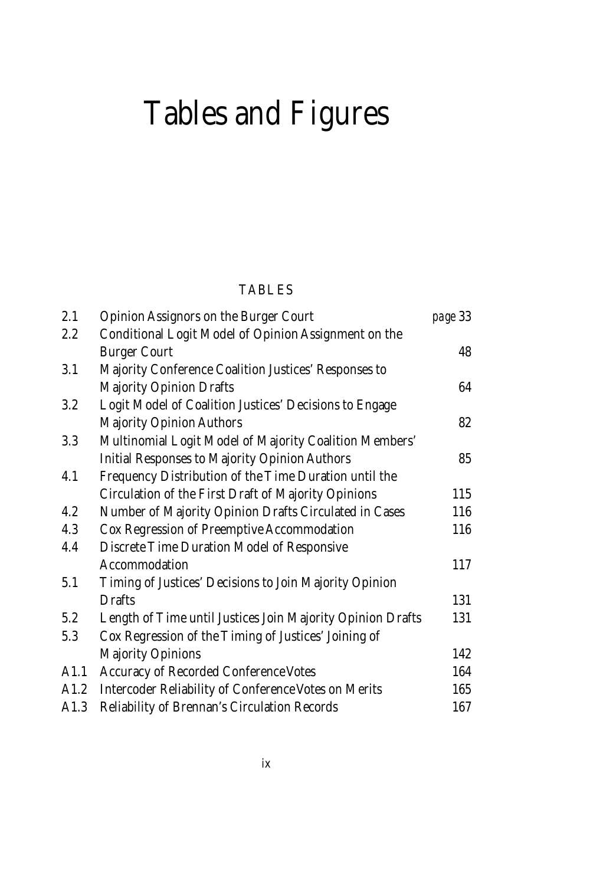# Tables and Figures

## TABLES

| | | |
|---|---|---|
| 2.1 | Opinion Assignors on the Burger Court | *page* 33 |
| 2.2 | Conditional Logit Model of Opinion Assignment on the Burger Court | 48 |
| 3.1 | Majority Conference Coalition Justices' Responses to Majority Opinion Drafts | 64 |
| 3.2 | Logit Model of Coalition Justices' Decisions to Engage Majority Opinion Authors | 82 |
| 3.3 | Multinomial Logit Model of Majority Coalition Members' Initial Responses to Majority Opinion Authors | 85 |
| 4.1 | Frequency Distribution of the Time Duration until the Circulation of the First Draft of Majority Opinions | 115 |
| 4.2 | Number of Majority Opinion Drafts Circulated in Cases | 116 |
| 4.3 | Cox Regression of Preemptive Accommodation | 116 |
| 4.4 | Discrete Time Duration Model of Responsive Accommodation | 117 |
| 5.1 | Timing of Justices' Decisions to Join Majority Opinion Drafts | 131 |
| 5.2 | Length of Time until Justices Join Majority Opinion Drafts | 131 |
| 5.3 | Cox Regression of the Timing of Justices' Joining of Majority Opinions | 142 |
| A1.1 | Accuracy of Recorded Conference Votes | 164 |
| A1.2 | Intercoder Reliability of Conference Votes on Merits | 165 |
| A1.3 | Reliability of Brennan's Circulation Records | 167 |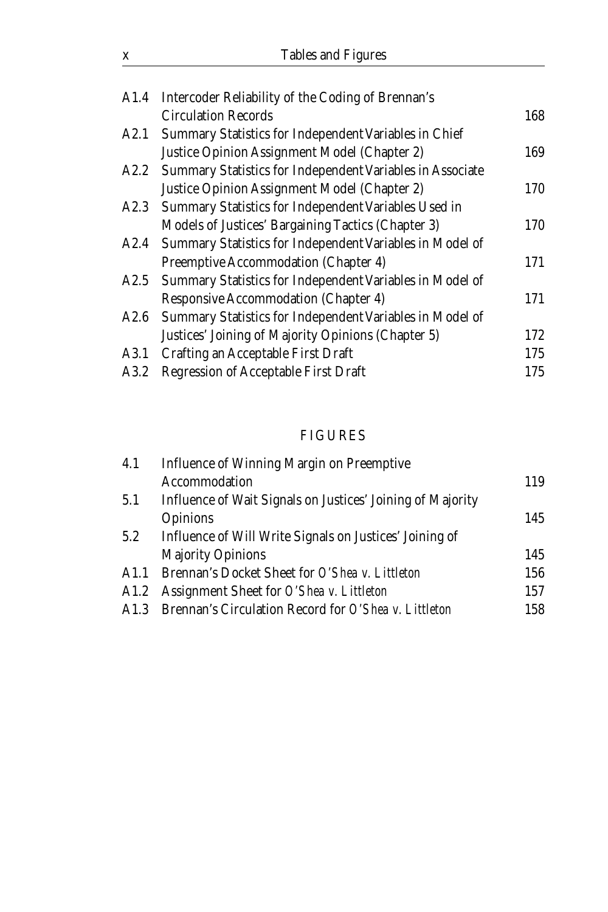| | | |
|---|---|---|
| A1.4 | Intercoder Reliability of the Coding of Brennan's Circulation Records | 168 |
| A2.1 | Summary Statistics for Independent Variables in Chief Justice Opinion Assignment Model (Chapter 2) | 169 |
| A2.2 | Summary Statistics for Independent Variables in Associate Justice Opinion Assignment Model (Chapter 2) | 170 |
| A2.3 | Summary Statistics for Independent Variables Used in Models of Justices' Bargaining Tactics (Chapter 3) | 170 |
| A2.4 | Summary Statistics for Independent Variables in Model of Preemptive Accommodation (Chapter 4) | 171 |
| A2.5 | Summary Statistics for Independent Variables in Model of Responsive Accommodation (Chapter 4) | 171 |
| A2.6 | Summary Statistics for Independent Variables in Model of Justices' Joining of Majority Opinions (Chapter 5) | 172 |
| A3.1 | Crafting an Acceptable First Draft | 175 |
| A3.2 | Regression of Acceptable First Draft | 175 |

## FIGURES

| | | |
|---|---|---|
| 4.1 | Influence of Winning Margin on Preemptive Accommodation | 119 |
| 5.1 | Influence of Wait Signals on Justices' Joining of Majority Opinions | 145 |
| 5.2 | Influence of Will Write Signals on Justices' Joining of Majority Opinions | 145 |
| A1.1 | Brennan's Docket Sheet for *O'Shea v. Littleton* | 156 |
| A1.2 | Assignment Sheet for *O'Shea v. Littleton* | 157 |
| A1.3 | Brennan's Circulation Record for *O'Shea v. Littleton* | 158 |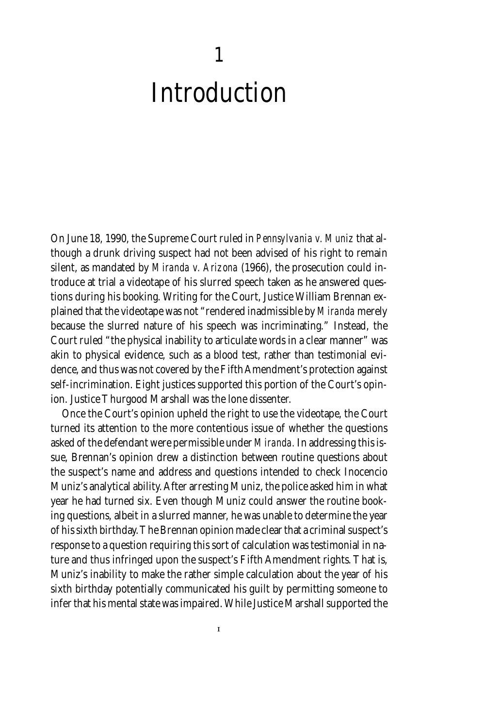# 1 Introduction

On June 18, 1990, the Supreme Court ruled in *Pennsylvania v. Muniz* that although a drunk driving suspect had not been advised of his right to remain silent, as mandated by *Miranda v. Arizona* (1966), the prosecution could introduce at trial a videotape of his slurred speech taken as he answered questions during his booking. Writing for the Court, Justice William Brennan explained that the videotape was not "rendered inadmissible by *Miranda* merely because the slurred nature of his speech was incriminating." Instead, the Court ruled "the physical inability to articulate words in a clear manner" was akin to physical evidence, such as a blood test, rather than testimonial evidence, and thus was not covered by the Fifth Amendment's protection against self-incrimination. Eight justices supported this portion of the Court's opinion. Justice Thurgood Marshall was the lone dissenter.

Once the Court's opinion upheld the right to use the videotape, the Court turned its attention to the more contentious issue of whether the questions asked of the defendant were permissible under *Miranda*. In addressing this issue, Brennan's opinion drew a distinction between routine questions about the suspect's name and address and questions intended to check Inocencio Muniz's analytical ability. After arresting Muniz, the police asked him in what year he had turned six. Even though Muniz could answer the routine booking questions, albeit in a slurred manner, he was unable to determine the year of his sixth birthday. The Brennan opinion made clear that a criminal suspect's response to a question requiring this sort of calculation was testimonial in nature and thus infringed upon the suspect's Fifth Amendment rights. That is, Muniz's inability to make the rather simple calculation about the year of his sixth birthday potentially communicated his guilt by permitting someone to infer that his mental state was impaired. While Justice Marshall supported the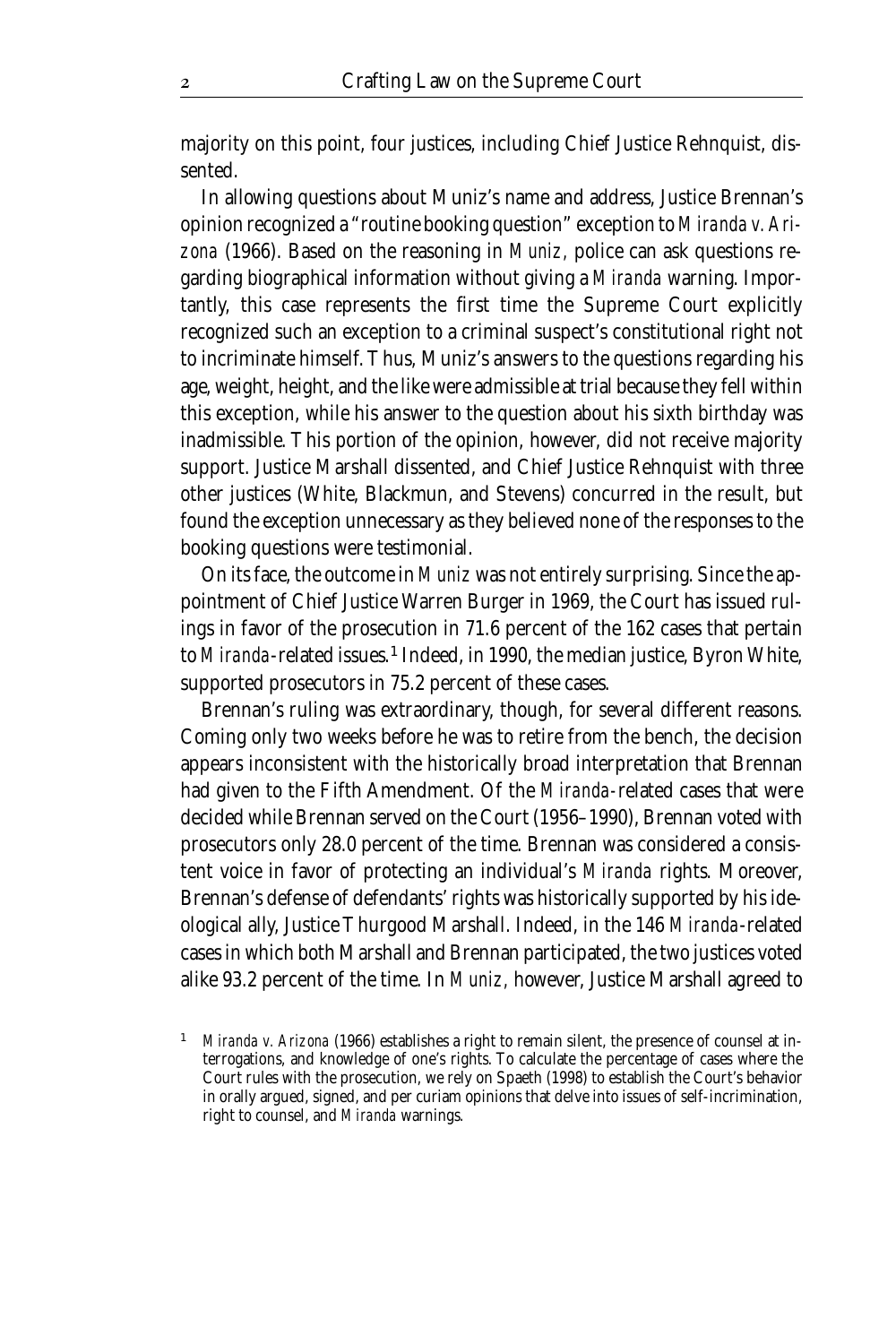majority on this point, four justices, including Chief Justice Rehnquist, dissented.

In allowing questions about Muniz's name and address, Justice Brennan's opinion recognized a "routine booking question" exception to *Miranda v. Arizona* (1966). Based on the reasoning in *Muniz*, police can ask questions regarding biographical information without giving a *Miranda* warning. Importantly, this case represents the first time the Supreme Court explicitly recognized such an exception to a criminal suspect's constitutional right not to incriminate himself. Thus, Muniz's answers to the questions regarding his age, weight, height, and the like were admissible at trial because they fell within this exception, while his answer to the question about his sixth birthday was inadmissible. This portion of the opinion, however, did not receive majority support. Justice Marshall dissented, and Chief Justice Rehnquist with three other justices (White, Blackmun, and Stevens) concurred in the result, but found the exception unnecessary as they believed none of the responses to the booking questions were testimonial.

On its face, the outcome in *Muniz* was not entirely surprising. Since the appointment of Chief Justice Warren Burger in 1969, the Court has issued rulings in favor of the prosecution in 71.6 percent of the 162 cases that pertain to *Miranda*-related issues.[1] Indeed, in 1990, the median justice, Byron White, supported prosecutors in 75.2 percent of these cases.

Brennan's ruling was extraordinary, though, for several different reasons. Coming only two weeks before he was to retire from the bench, the decision appears inconsistent with the historically broad interpretation that Brennan had given to the Fifth Amendment. Of the *Miranda*-related cases that were decided while Brennan served on the Court (1956–1990), Brennan voted with prosecutors only 28.0 percent of the time. Brennan was considered a consistent voice in favor of protecting an individual's *Miranda* rights. Moreover, Brennan's defense of defendants' rights was historically supported by his ideological ally, Justice Thurgood Marshall. Indeed, in the 146 *Miranda*-related cases in which both Marshall and Brennan participated, the two justices voted alike 93.2 percent of the time. In *Muniz*, however, Justice Marshall agreed to

[1] *Miranda v. Arizona* (1966) establishes a right to remain silent, the presence of counsel at interrogations, and knowledge of one's rights. To calculate the percentage of cases where the Court rules with the prosecution, we rely on Spaeth (1998) to establish the Court's behavior in orally argued, signed, and per curiam opinions that delve into issues of self-incrimination, right to counsel, and *Miranda* warnings.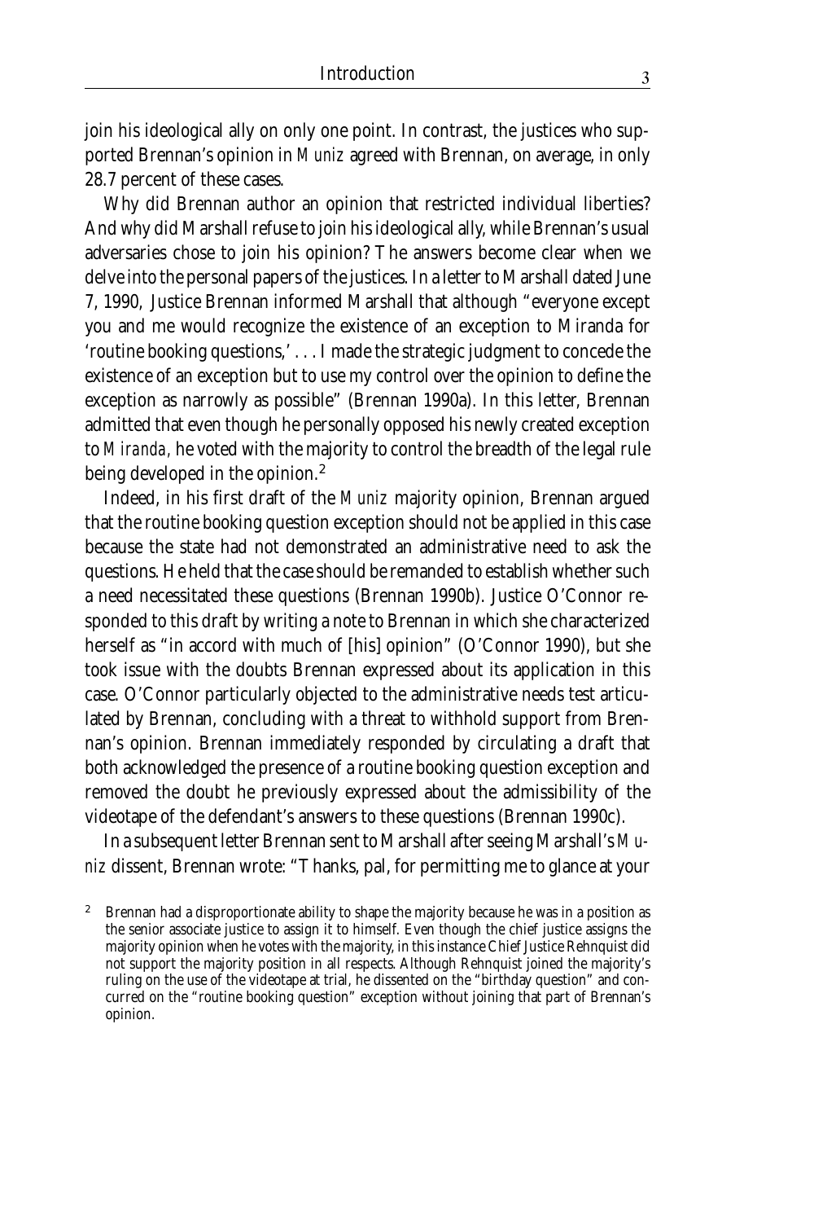join his ideological ally on only one point. In contrast, the justices who supported Brennan's opinion in *Muniz* agreed with Brennan, on average, in only 28.7 percent of these cases.

Why did Brennan author an opinion that restricted individual liberties? And why did Marshall refuse to join his ideological ally, while Brennan's usual adversaries chose to join his opinion? The answers become clear when we delve into the personal papers of the justices. In a letter to Marshall dated June 7, 1990, Justice Brennan informed Marshall that although "everyone except you and me would recognize the existence of an exception to Miranda for 'routine booking questions,' . . . I made the strategic judgment to concede the existence of an exception but to use my control over the opinion to define the exception as narrowly as possible" (Brennan 1990a). In this letter, Brennan admitted that even though he personally opposed his newly created exception to *Miranda,* he voted with the majority to control the breadth of the legal rule being developed in the opinion.[2]

Indeed, in his first draft of the *Muniz* majority opinion, Brennan argued that the routine booking question exception should not be applied in this case because the state had not demonstrated an administrative need to ask the questions. He held that the case should be remanded to establish whether such a need necessitated these questions (Brennan 1990b). Justice O'Connor responded to this draft by writing a note to Brennan in which she characterized herself as "in accord with much of [his] opinion" (O'Connor 1990), but she took issue with the doubts Brennan expressed about its application in this case. O'Connor particularly objected to the administrative needs test articulated by Brennan, concluding with a threat to withhold support from Brennan's opinion. Brennan immediately responded by circulating a draft that both acknowledged the presence of a routine booking question exception and removed the doubt he previously expressed about the admissibility of the videotape of the defendant's answers to these questions (Brennan 1990c).

In a subsequent letter Brennan sent to Marshall after seeing Marshall's *Muniz* dissent, Brennan wrote: "Thanks, pal, for permitting me to glance at your

[2] Brennan had a disproportionate ability to shape the majority because he was in a position as the senior associate justice to assign it to himself. Even though the chief justice assigns the majority opinion when he votes with the majority, in this instance Chief Justice Rehnquist did not support the majority position in all respects. Although Rehnquist joined the majority's ruling on the use of the videotape at trial, he dissented on the "birthday question" and concurred on the "routine booking question" exception without joining that part of Brennan's opinion.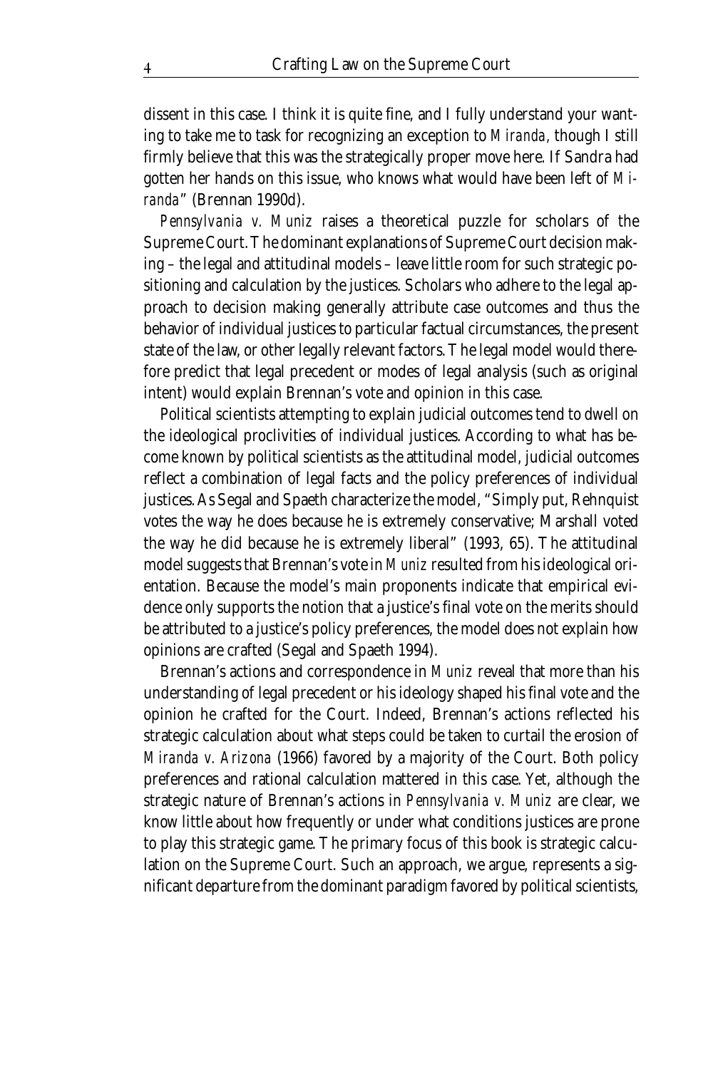dissent in this case. I think it is quite fine, and I fully understand your wanting to take me to task for recognizing an exception to *Miranda*, though I still firmly believe that this was the strategically proper move here. If Sandra had gotten her hands on this issue, who knows what would have been left of *Miranda*" (Brennan 1990d).

*Pennsylvania v. Muniz* raises a theoretical puzzle for scholars of the Supreme Court. The dominant explanations of Supreme Court decision making – the legal and attitudinal models – leave little room for such strategic positioning and calculation by the justices. Scholars who adhere to the legal approach to decision making generally attribute case outcomes and thus the behavior of individual justices to particular factual circumstances, the present state of the law, or other legally relevant factors. The legal model would therefore predict that legal precedent or modes of legal analysis (such as original intent) would explain Brennan's vote and opinion in this case.

Political scientists attempting to explain judicial outcomes tend to dwell on the ideological proclivities of individual justices. According to what has become known by political scientists as the attitudinal model, judicial outcomes reflect a combination of legal facts and the policy preferences of individual justices. As Segal and Spaeth characterize the model, "Simply put, Rehnquist votes the way he does because he is extremely conservative; Marshall voted the way he did because he is extremely liberal" (1993, 65). The attitudinal model suggests that Brennan's vote in *Muniz* resulted from his ideological orientation. Because the model's main proponents indicate that empirical evidence only supports the notion that a justice's final vote on the merits should be attributed to a justice's policy preferences, the model does not explain how opinions are crafted (Segal and Spaeth 1994).

Brennan's actions and correspondence in *Muniz* reveal that more than his understanding of legal precedent or his ideology shaped his final vote and the opinion he crafted for the Court. Indeed, Brennan's actions reflected his strategic calculation about what steps could be taken to curtail the erosion of *Miranda v. Arizona* (1966) favored by a majority of the Court. Both policy preferences and rational calculation mattered in this case. Yet, although the strategic nature of Brennan's actions in *Pennsylvania v. Muniz* are clear, we know little about how frequently or under what conditions justices are prone to play this strategic game. The primary focus of this book is strategic calculation on the Supreme Court. Such an approach, we argue, represents a significant departure from the dominant paradigm favored by political scientists,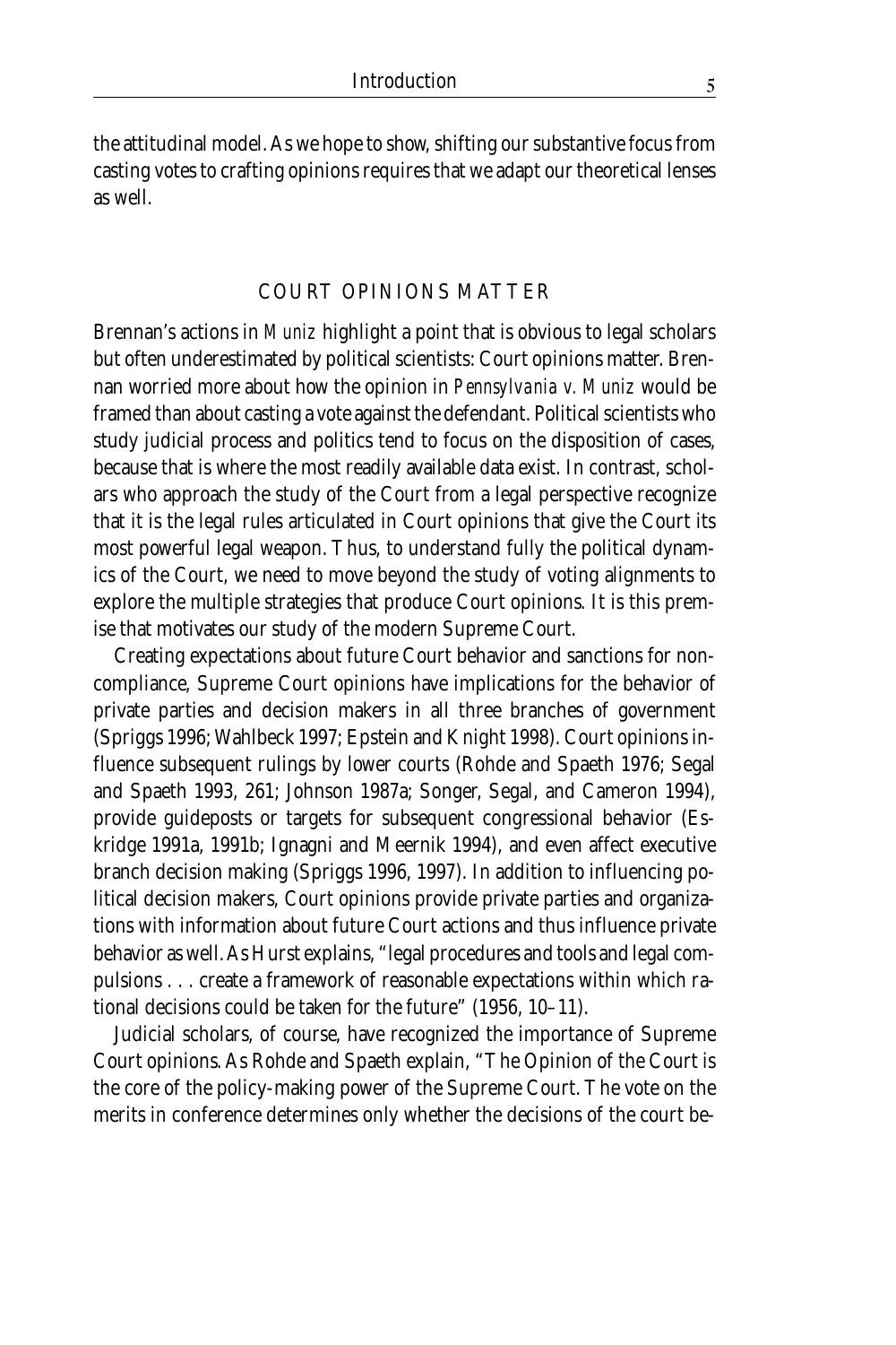the attitudinal model. As we hope to show, shifting our substantive focus from casting votes to crafting opinions requires that we adapt our theoretical lenses as well.

## COURT OPINIONS MATTER

Brennan's actions in *Muniz* highlight a point that is obvious to legal scholars but often underestimated by political scientists: Court opinions matter. Brennan worried more about how the opinion in *Pennsylvania v. Muniz* would be framed than about casting a vote against the defendant. Political scientists who study judicial process and politics tend to focus on the disposition of cases, because that is where the most readily available data exist. In contrast, scholars who approach the study of the Court from a legal perspective recognize that it is the legal rules articulated in Court opinions that give the Court its most powerful legal weapon. Thus, to understand fully the political dynamics of the Court, we need to move beyond the study of voting alignments to explore the multiple strategies that produce Court opinions. It is this premise that motivates our study of the modern Supreme Court.

Creating expectations about future Court behavior and sanctions for noncompliance, Supreme Court opinions have implications for the behavior of private parties and decision makers in all three branches of government (Spriggs 1996; Wahlbeck 1997; Epstein and Knight 1998). Court opinions influence subsequent rulings by lower courts (Rohde and Spaeth 1976; Segal and Spaeth 1993, 261; Johnson 1987a; Songer, Segal, and Cameron 1994), provide guideposts or targets for subsequent congressional behavior (Eskridge 1991a, 1991b; Ignagni and Meernik 1994), and even affect executive branch decision making (Spriggs 1996, 1997). In addition to influencing political decision makers, Court opinions provide private parties and organizations with information about future Court actions and thus influence private behavior as well. As Hurst explains, "legal procedures and tools and legal compulsions . . . create a framework of reasonable expectations within which rational decisions could be taken for the future" (1956, 10–11).

Judicial scholars, of course, have recognized the importance of Supreme Court opinions. As Rohde and Spaeth explain, "The Opinion of the Court is the core of the policy-making power of the Supreme Court. The vote on the merits in conference determines only whether the decisions of the court be-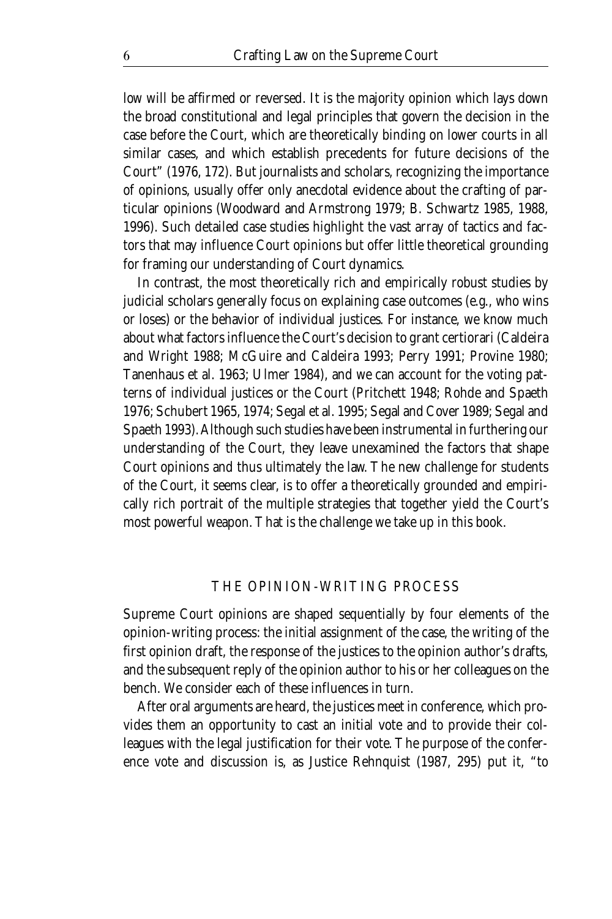low will be affirmed or reversed. It is the majority opinion which lays down the broad constitutional and legal principles that govern the decision in the case before the Court, which are theoretically binding on lower courts in all similar cases, and which establish precedents for future decisions of the Court" (1976, 172). But journalists and scholars, recognizing the importance of opinions, usually offer only anecdotal evidence about the crafting of particular opinions (Woodward and Armstrong 1979; B. Schwartz 1985, 1988, 1996). Such detailed case studies highlight the vast array of tactics and factors that may influence Court opinions but offer little theoretical grounding for framing our understanding of Court dynamics.

In contrast, the most theoretically rich and empirically robust studies by judicial scholars generally focus on explaining case outcomes (e.g., who wins or loses) or the behavior of individual justices. For instance, we know much about what factors influence the Court's decision to grant certiorari (Caldeira and Wright 1988; McGuire and Caldeira 1993; Perry 1991; Provine 1980; Tanenhaus et al. 1963; Ulmer 1984), and we can account for the voting patterns of individual justices or the Court (Pritchett 1948; Rohde and Spaeth 1976; Schubert 1965, 1974; Segal et al. 1995; Segal and Cover 1989; Segal and Spaeth 1993). Although such studies have been instrumental in furthering our understanding of the Court, they leave unexamined the factors that shape Court opinions and thus ultimately the law. The new challenge for students of the Court, it seems clear, is to offer a theoretically grounded and empirically rich portrait of the multiple strategies that together yield the Court's most powerful weapon. That is the challenge we take up in this book.

## THE OPINION-WRITING PROCESS

Supreme Court opinions are shaped sequentially by four elements of the opinion-writing process: the initial assignment of the case, the writing of the first opinion draft, the response of the justices to the opinion author's drafts, and the subsequent reply of the opinion author to his or her colleagues on the bench. We consider each of these influences in turn.

After oral arguments are heard, the justices meet in conference, which provides them an opportunity to cast an initial vote and to provide their colleagues with the legal justification for their vote. The purpose of the conference vote and discussion is, as Justice Rehnquist (1987, 295) put it, "to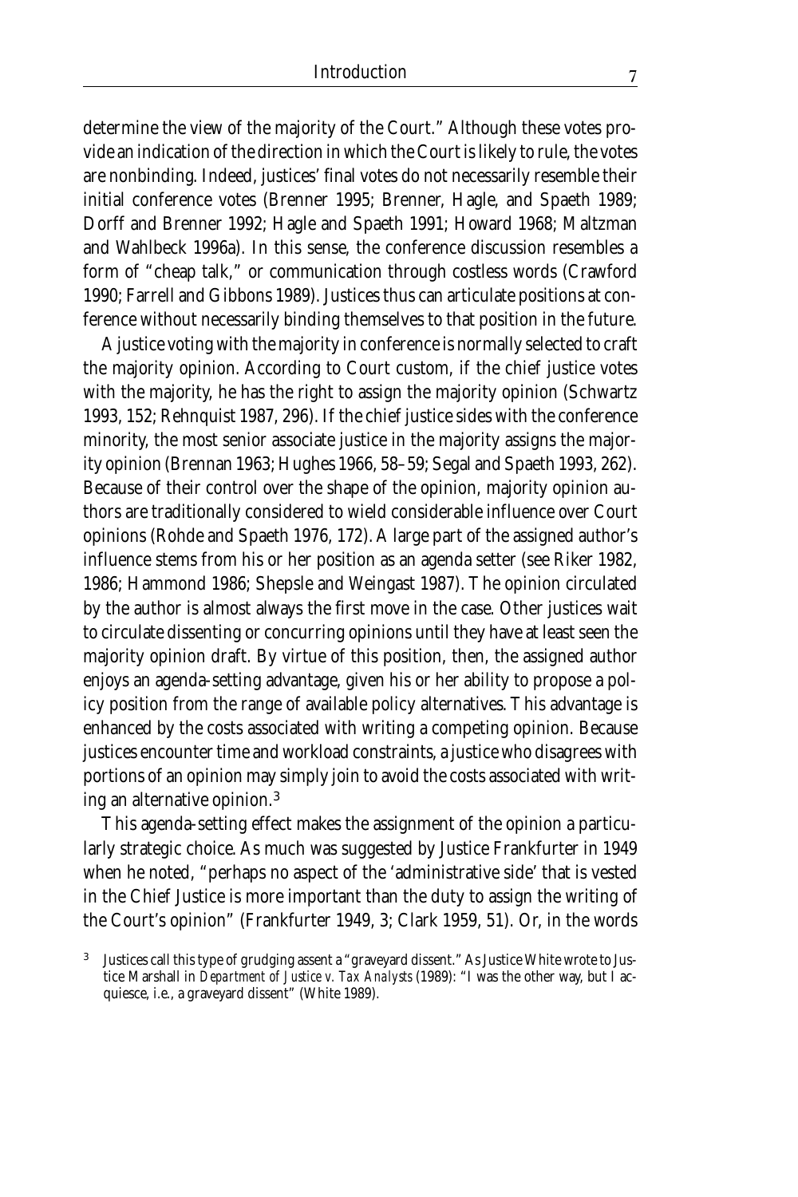determine the view of the majority of the Court." Although these votes provide an indication of the direction in which the Court is likely to rule, the votes are nonbinding. Indeed, justices' final votes do not necessarily resemble their initial conference votes (Brenner 1995; Brenner, Hagle, and Spaeth 1989; Dorff and Brenner 1992; Hagle and Spaeth 1991; Howard 1968; Maltzman and Wahlbeck 1996a). In this sense, the conference discussion resembles a form of "cheap talk," or communication through costless words (Crawford 1990; Farrell and Gibbons 1989). Justices thus can articulate positions at conference without necessarily binding themselves to that position in the future.

A justice voting with the majority in conference is normally selected to craft the majority opinion. According to Court custom, if the chief justice votes with the majority, he has the right to assign the majority opinion (Schwartz 1993, 152; Rehnquist 1987, 296). If the chief justice sides with the conference minority, the most senior associate justice in the majority assigns the majority opinion (Brennan 1963; Hughes 1966, 58–59; Segal and Spaeth 1993, 262). Because of their control over the shape of the opinion, majority opinion authors are traditionally considered to wield considerable influence over Court opinions (Rohde and Spaeth 1976, 172). A large part of the assigned author's influence stems from his or her position as an agenda setter (see Riker 1982, 1986; Hammond 1986; Shepsle and Weingast 1987). The opinion circulated by the author is almost always the first move in the case. Other justices wait to circulate dissenting or concurring opinions until they have at least seen the majority opinion draft. By virtue of this position, then, the assigned author enjoys an agenda-setting advantage, given his or her ability to propose a policy position from the range of available policy alternatives. This advantage is enhanced by the costs associated with writing a competing opinion. Because justices encounter time and workload constraints, a justice who disagrees with portions of an opinion may simply join to avoid the costs associated with writing an alternative opinion.[3]

This agenda-setting effect makes the assignment of the opinion a particularly strategic choice. As much was suggested by Justice Frankfurter in 1949 when he noted, "perhaps no aspect of the 'administrative side' that is vested in the Chief Justice is more important than the duty to assign the writing of the Court's opinion" (Frankfurter 1949, 3; Clark 1959, 51). Or, in the words

[3] Justices call this type of grudging assent a "graveyard dissent." As Justice White wrote to Justice Marshall in *Department of Justice v. Tax Analysts* (1989): "I was the other way, but I acquiesce, i.e., a graveyard dissent" (White 1989).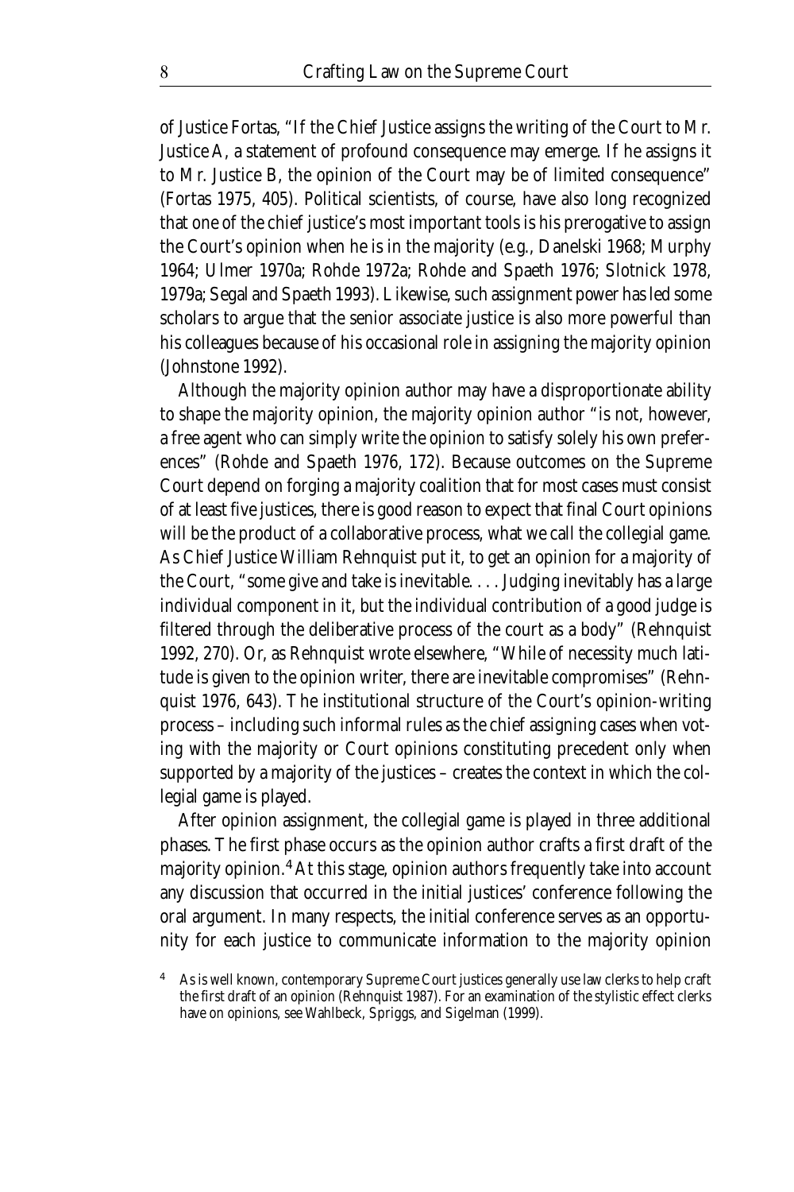of Justice Fortas, "If the Chief Justice assigns the writing of the Court to Mr. Justice A, a statement of profound consequence may emerge. If he assigns it to Mr. Justice B, the opinion of the Court may be of limited consequence" (Fortas 1975, 405). Political scientists, of course, have also long recognized that one of the chief justice's most important tools is his prerogative to assign the Court's opinion when he is in the majority (e.g., Danelski 1968; Murphy 1964; Ulmer 1970a; Rohde 1972a; Rohde and Spaeth 1976; Slotnick 1978, 1979a; Segal and Spaeth 1993). Likewise, such assignment power has led some scholars to argue that the senior associate justice is also more powerful than his colleagues because of his occasional role in assigning the majority opinion (Johnstone 1992).

Although the majority opinion author may have a disproportionate ability to shape the majority opinion, the majority opinion author "is not, however, a free agent who can simply write the opinion to satisfy solely his own preferences" (Rohde and Spaeth 1976, 172). Because outcomes on the Supreme Court depend on forging a majority coalition that for most cases must consist of at least five justices, there is good reason to expect that final Court opinions will be the product of a collaborative process, what we call the collegial game. As Chief Justice William Rehnquist put it, to get an opinion for a majority of the Court, "some give and take is inevitable. . . . Judging inevitably has a large individual component in it, but the individual contribution of a good judge is filtered through the deliberative process of the court as a body" (Rehnquist 1992, 270). Or, as Rehnquist wrote elsewhere, "While of necessity much latitude is given to the opinion writer, there are inevitable compromises" (Rehnquist 1976, 643). The institutional structure of the Court's opinion-writing process – including such informal rules as the chief assigning cases when voting with the majority or Court opinions constituting precedent only when supported by a majority of the justices – creates the context in which the collegial game is played.

After opinion assignment, the collegial game is played in three additional phases. The first phase occurs as the opinion author crafts a first draft of the majority opinion.[4] At this stage, opinion authors frequently take into account any discussion that occurred in the initial justices' conference following the oral argument. In many respects, the initial conference serves as an opportunity for each justice to communicate information to the majority opinion

[4] As is well known, contemporary Supreme Court justices generally use law clerks to help craft the first draft of an opinion (Rehnquist 1987). For an examination of the stylistic effect clerks have on opinions, see Wahlbeck, Spriggs, and Sigelman (1999).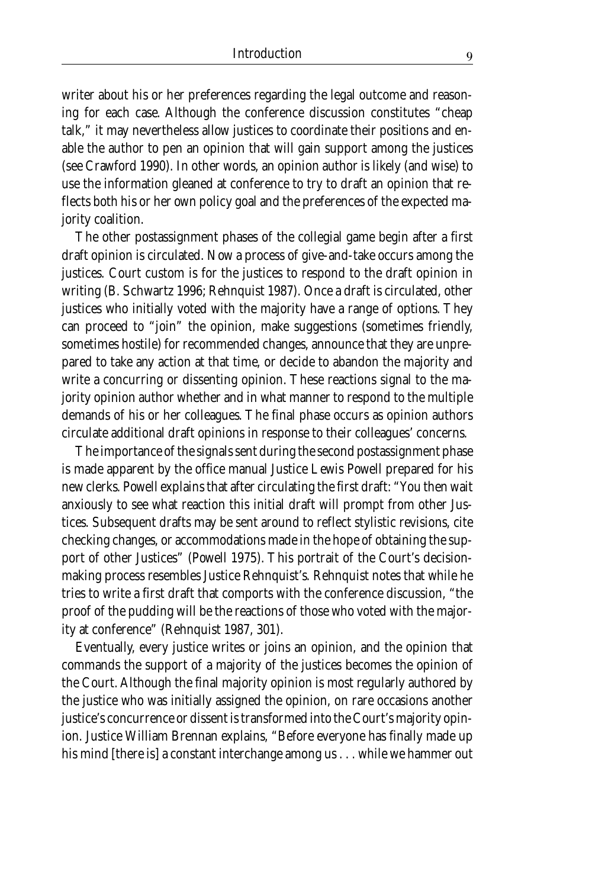writer about his or her preferences regarding the legal outcome and reasoning for each case. Although the conference discussion constitutes "cheap talk," it may nevertheless allow justices to coordinate their positions and enable the author to pen an opinion that will gain support among the justices (see Crawford 1990). In other words, an opinion author is likely (and wise) to use the information gleaned at conference to try to draft an opinion that reflects both his or her own policy goal and the preferences of the expected majority coalition.

The other postassignment phases of the collegial game begin after a first draft opinion is circulated. Now a process of give-and-take occurs among the justices. Court custom is for the justices to respond to the draft opinion in writing (B. Schwartz 1996; Rehnquist 1987). Once a draft is circulated, other justices who initially voted with the majority have a range of options. They can proceed to "join" the opinion, make suggestions (sometimes friendly, sometimes hostile) for recommended changes, announce that they are unprepared to take any action at that time, or decide to abandon the majority and write a concurring or dissenting opinion. These reactions signal to the majority opinion author whether and in what manner to respond to the multiple demands of his or her colleagues. The final phase occurs as opinion authors circulate additional draft opinions in response to their colleagues' concerns.

The importance of the signals sent during the second postassignment phase is made apparent by the office manual Justice Lewis Powell prepared for his new clerks. Powell explains that after circulating the first draft: "You then wait anxiously to see what reaction this initial draft will prompt from other Justices. Subsequent drafts may be sent around to reflect stylistic revisions, cite checking changes, or accommodations made in the hope of obtaining the support of other Justices" (Powell 1975). This portrait of the Court's decision-making process resembles Justice Rehnquist's. Rehnquist notes that while he tries to write a first draft that comports with the conference discussion, "the proof of the pudding will be the reactions of those who voted with the majority at conference" (Rehnquist 1987, 301).

Eventually, every justice writes or joins an opinion, and the opinion that commands the support of a majority of the justices becomes the opinion of the Court. Although the final majority opinion is most regularly authored by the justice who was initially assigned the opinion, on rare occasions another justice's concurrence or dissent is transformed into the Court's majority opinion. Justice William Brennan explains, "Before everyone has finally made up his mind [there is] a constant interchange among us . . . while we hammer out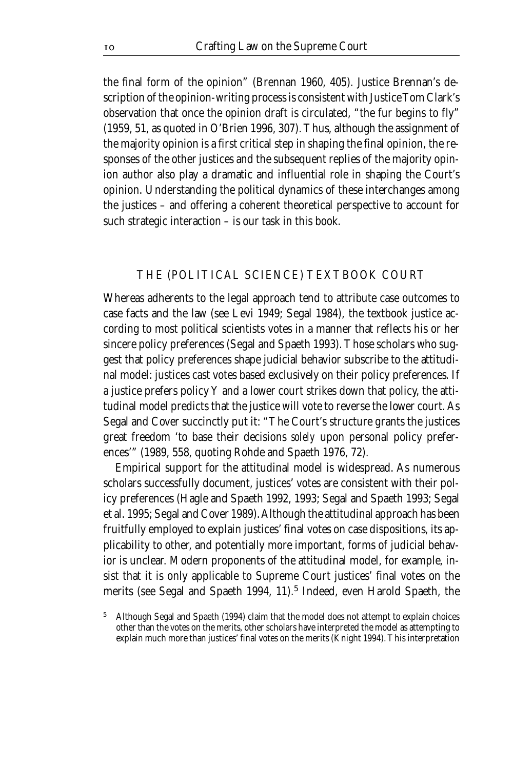the final form of the opinion" (Brennan 1960, 405). Justice Brennan's description of the opinion-writing process is consistent with Justice Tom Clark's observation that once the opinion draft is circulated, "the fur begins to fly" (1959, 51, as quoted in O'Brien 1996, 307). Thus, although the assignment of the majority opinion is a first critical step in shaping the final opinion, the responses of the other justices and the subsequent replies of the majority opinion author also play a dramatic and influential role in shaping the Court's opinion. Understanding the political dynamics of these interchanges among the justices – and offering a coherent theoretical perspective to account for such strategic interaction – is our task in this book.

## THE (POLITICAL SCIENCE) TEXTBOOK COURT

Whereas adherents to the legal approach tend to attribute case outcomes to case facts and the law (see Levi 1949; Segal 1984), the textbook justice according to most political scientists votes in a manner that reflects his or her sincere policy preferences (Segal and Spaeth 1993). Those scholars who suggest that policy preferences shape judicial behavior subscribe to the attitudinal model: justices cast votes based exclusively on their policy preferences. If a justice prefers policy Y and a lower court strikes down that policy, the attitudinal model predicts that the justice will vote to reverse the lower court. As Segal and Cover succinctly put it: "The Court's structure grants the justices great freedom 'to base their decisions *solely* upon personal policy preferences'" (1989, 558, quoting Rohde and Spaeth 1976, 72).

Empirical support for the attitudinal model is widespread. As numerous scholars successfully document, justices' votes are consistent with their policy preferences (Hagle and Spaeth 1992, 1993; Segal and Spaeth 1993; Segal et al. 1995; Segal and Cover 1989). Although the attitudinal approach has been fruitfully employed to explain justices' final votes on case dispositions, its applicability to other, and potentially more important, forms of judicial behavior is unclear. Modern proponents of the attitudinal model, for example, insist that it is only applicable to Supreme Court justices' final votes on the merits (see Segal and Spaeth 1994, 11).[5] Indeed, even Harold Spaeth, the

[5] Although Segal and Spaeth (1994) claim that the model does not attempt to explain choices other than the votes on the merits, other scholars have interpreted the model as attempting to explain much more than justices' final votes on the merits (Knight 1994). This interpretation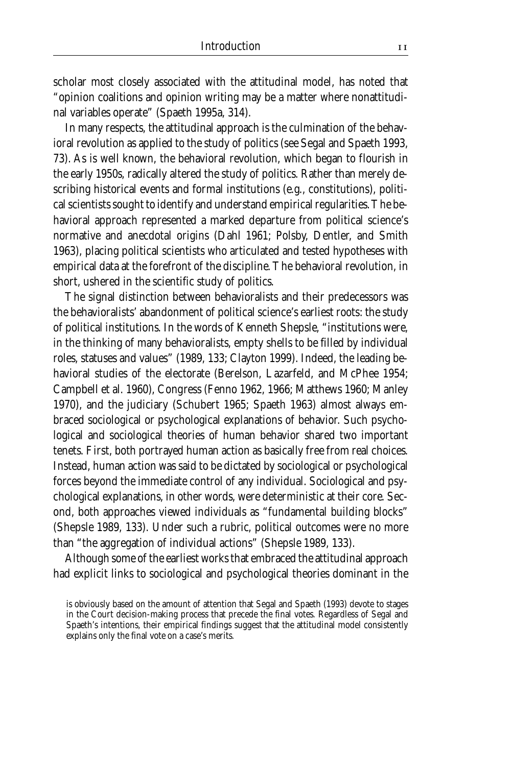scholar most closely associated with the attitudinal model, has noted that "opinion coalitions and opinion writing may be a matter where nonattitudinal variables operate" (Spaeth 1995a, 314).

In many respects, the attitudinal approach is the culmination of the behavioral revolution as applied to the study of politics (see Segal and Spaeth 1993, 73). As is well known, the behavioral revolution, which began to flourish in the early 1950s, radically altered the study of politics. Rather than merely describing historical events and formal institutions (e.g., constitutions), political scientists sought to identify and understand empirical regularities. The behavioral approach represented a marked departure from political science's normative and anecdotal origins (Dahl 1961; Polsby, Dentler, and Smith 1963), placing political scientists who articulated and tested hypotheses with empirical data at the forefront of the discipline. The behavioral revolution, in short, ushered in the scientific study of politics.

The signal distinction between behavioralists and their predecessors was the behavioralists' abandonment of political science's earliest roots: the study of political institutions. In the words of Kenneth Shepsle, "institutions were, in the thinking of many behavioralists, empty shells to be filled by individual roles, statuses and values" (1989, 133; Clayton 1999). Indeed, the leading behavioral studies of the electorate (Berelson, Lazarfeld, and McPhee 1954; Campbell et al. 1960), Congress (Fenno 1962, 1966; Matthews 1960; Manley 1970), and the judiciary (Schubert 1965; Spaeth 1963) almost always embraced sociological or psychological explanations of behavior. Such psychological and sociological theories of human behavior shared two important tenets. First, both portrayed human action as basically free from real choices. Instead, human action was said to be dictated by sociological or psychological forces beyond the immediate control of any individual. Sociological and psychological explanations, in other words, were deterministic at their core. Second, both approaches viewed individuals as "fundamental building blocks" (Shepsle 1989, 133). Under such a rubric, political outcomes were no more than "the aggregation of individual actions" (Shepsle 1989, 133).

Although some of the earliest works that embraced the attitudinal approach had explicit links to sociological and psychological theories dominant in the

is obviously based on the amount of attention that Segal and Spaeth (1993) devote to stages in the Court decision-making process that precede the final votes. Regardless of Segal and Spaeth's intentions, their empirical findings suggest that the attitudinal model consistently explains only the final vote on a case's merits.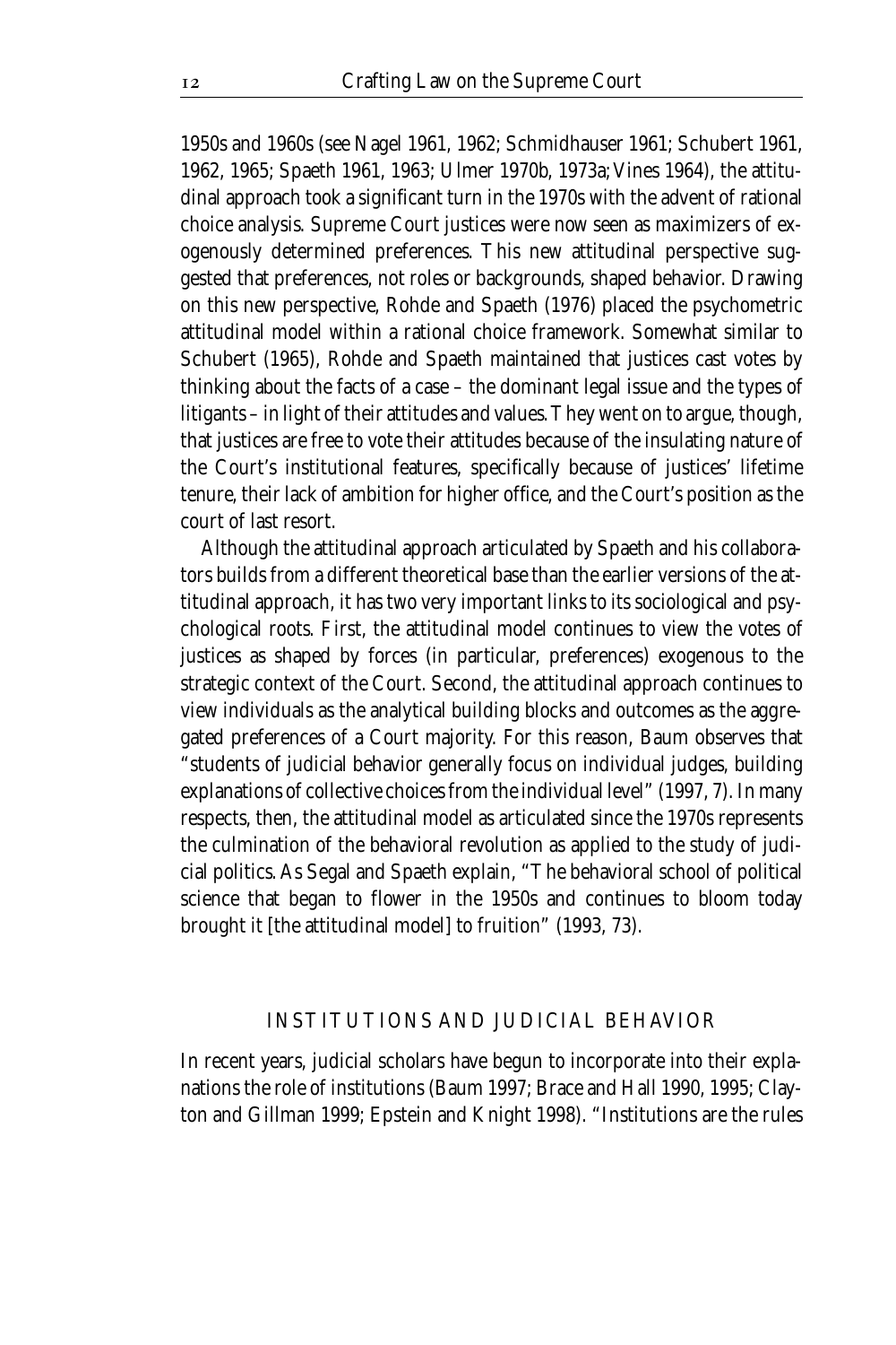1950s and 1960s (see Nagel 1961, 1962; Schmidhauser 1961; Schubert 1961, 1962, 1965; Spaeth 1961, 1963; Ulmer 1970b, 1973a; Vines 1964), the attitudinal approach took a significant turn in the 1970s with the advent of rational choice analysis. Supreme Court justices were now seen as maximizers of exogenously determined preferences. This new attitudinal perspective suggested that preferences, not roles or backgrounds, shaped behavior. Drawing on this new perspective, Rohde and Spaeth (1976) placed the psychometric attitudinal model within a rational choice framework. Somewhat similar to Schubert (1965), Rohde and Spaeth maintained that justices cast votes by thinking about the facts of a case – the dominant legal issue and the types of litigants – in light of their attitudes and values. They went on to argue, though, that justices are free to vote their attitudes because of the insulating nature of the Court's institutional features, specifically because of justices' lifetime tenure, their lack of ambition for higher office, and the Court's position as the court of last resort.

Although the attitudinal approach articulated by Spaeth and his collaborators builds from a different theoretical base than the earlier versions of the attitudinal approach, it has two very important links to its sociological and psychological roots. First, the attitudinal model continues to view the votes of justices as shaped by forces (in particular, preferences) exogenous to the strategic context of the Court. Second, the attitudinal approach continues to view individuals as the analytical building blocks and outcomes as the aggregated preferences of a Court majority. For this reason, Baum observes that "students of judicial behavior generally focus on individual judges, building explanations of collective choices from the individual level" (1997, 7). In many respects, then, the attitudinal model as articulated since the 1970s represents the culmination of the behavioral revolution as applied to the study of judicial politics. As Segal and Spaeth explain, "The behavioral school of political science that began to flower in the 1950s and continues to bloom today brought it [the attitudinal model] to fruition" (1993, 73).

## INSTITUTIONS AND JUDICIAL BEHAVIOR

In recent years, judicial scholars have begun to incorporate into their explanations the role of institutions (Baum 1997; Brace and Hall 1990, 1995; Clayton and Gillman 1999; Epstein and Knight 1998). "Institutions are the rules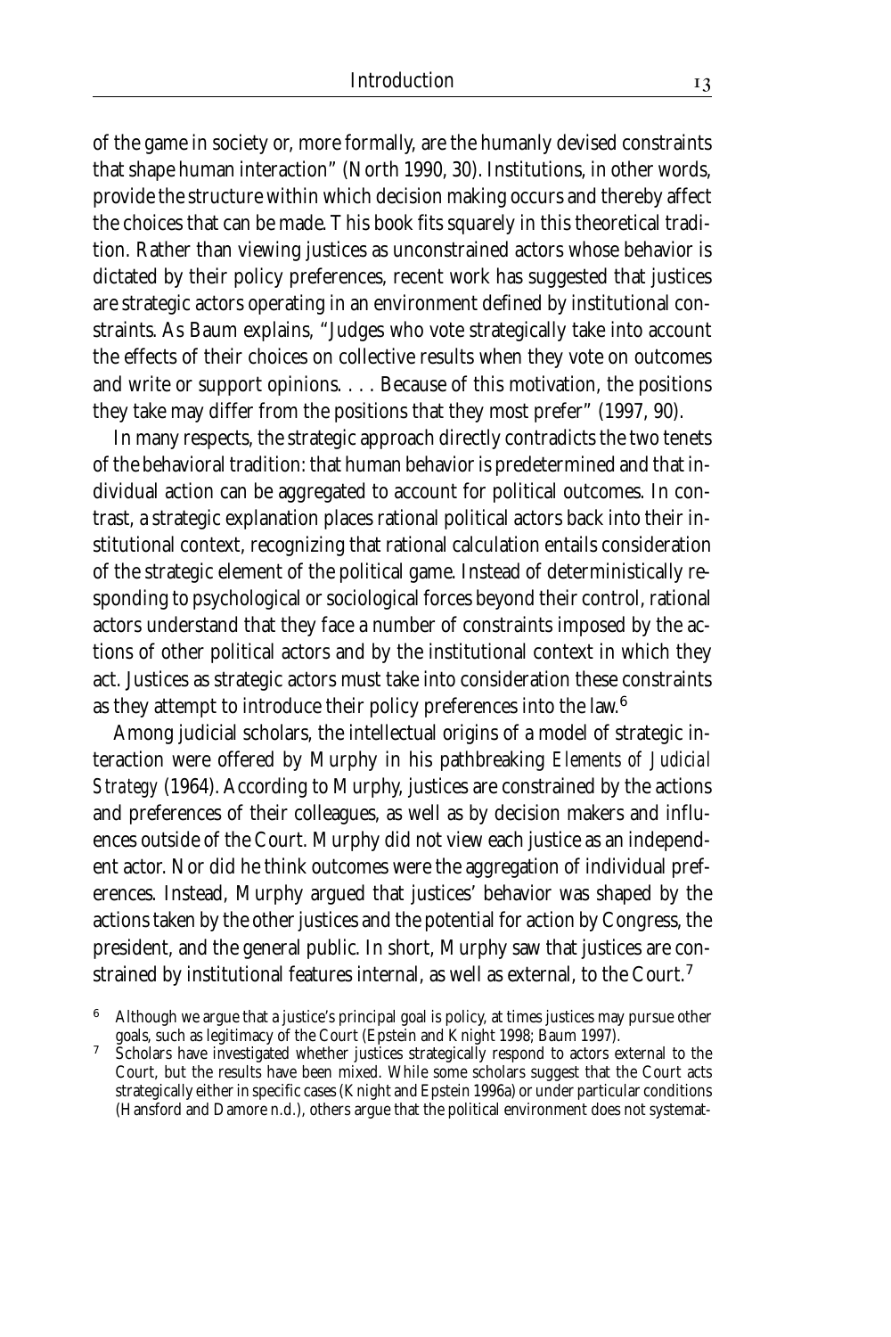of the game in society or, more formally, are the humanly devised constraints that shape human interaction" (North 1990, 30). Institutions, in other words, provide the structure within which decision making occurs and thereby affect the choices that can be made. This book fits squarely in this theoretical tradition. Rather than viewing justices as unconstrained actors whose behavior is dictated by their policy preferences, recent work has suggested that justices are strategic actors operating in an environment defined by institutional constraints. As Baum explains, "Judges who vote strategically take into account the effects of their choices on collective results when they vote on outcomes and write or support opinions. . . . Because of this motivation, the positions they take may differ from the positions that they most prefer" (1997, 90).

In many respects, the strategic approach directly contradicts the two tenets of the behavioral tradition: that human behavior is predetermined and that individual action can be aggregated to account for political outcomes. In contrast, a strategic explanation places rational political actors back into their institutional context, recognizing that rational calculation entails consideration of the strategic element of the political game. Instead of deterministically responding to psychological or sociological forces beyond their control, rational actors understand that they face a number of constraints imposed by the actions of other political actors and by the institutional context in which they act. Justices as strategic actors must take into consideration these constraints as they attempt to introduce their policy preferences into the law.[6]

Among judicial scholars, the intellectual origins of a model of strategic interaction were offered by Murphy in his pathbreaking *Elements of Judicial Strategy* (1964). According to Murphy, justices are constrained by the actions and preferences of their colleagues, as well as by decision makers and influences outside of the Court. Murphy did not view each justice as an independent actor. Nor did he think outcomes were the aggregation of individual preferences. Instead, Murphy argued that justices' behavior was shaped by the actions taken by the other justices and the potential for action by Congress, the president, and the general public. In short, Murphy saw that justices are constrained by institutional features internal, as well as external, to the Court.[7]

[6] Although we argue that a justice's principal goal is policy, at times justices may pursue other goals, such as legitimacy of the Court (Epstein and Knight 1998; Baum 1997).

[7] Scholars have investigated whether justices strategically respond to actors external to the Court, but the results have been mixed. While some scholars suggest that the Court acts strategically either in specific cases (Knight and Epstein 1996a) or under particular conditions (Hansford and Damore n.d.), others argue that the political environment does not systemat-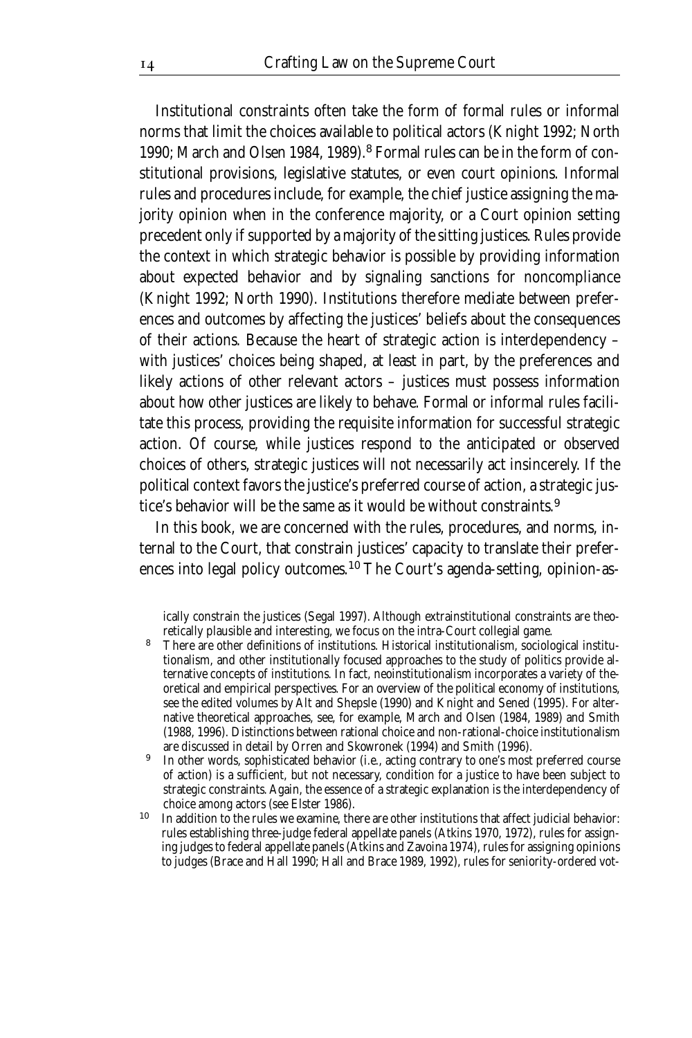Institutional constraints often take the form of formal rules or informal norms that limit the choices available to political actors (Knight 1992; North 1990; March and Olsen 1984, 1989).[8] Formal rules can be in the form of constitutional provisions, legislative statutes, or even court opinions. Informal rules and procedures include, for example, the chief justice assigning the majority opinion when in the conference majority, or a Court opinion setting precedent only if supported by a majority of the sitting justices. Rules provide the context in which strategic behavior is possible by providing information about expected behavior and by signaling sanctions for noncompliance (Knight 1992; North 1990). Institutions therefore mediate between preferences and outcomes by affecting the justices' beliefs about the consequences of their actions. Because the heart of strategic action is interdependency – with justices' choices being shaped, at least in part, by the preferences and likely actions of other relevant actors – justices must possess information about how other justices are likely to behave. Formal or informal rules facilitate this process, providing the requisite information for successful strategic action. Of course, while justices respond to the anticipated or observed choices of others, strategic justices will not necessarily act insincerely. If the political context favors the justice's preferred course of action, a strategic justice's behavior will be the same as it would be without constraints.[9]

In this book, we are concerned with the rules, procedures, and norms, internal to the Court, that constrain justices' capacity to translate their preferences into legal policy outcomes.[10] The Court's agenda-setting, opinion-as-

ically constrain the justices (Segal 1997). Although extrainstitutional constraints are theoretically plausible and interesting, we focus on the intra-Court collegial game.

[8] There are other definitions of institutions. Historical institutionalism, sociological institutionalism, and other institutionally focused approaches to the study of politics provide alternative concepts of institutions. In fact, neoinstitutionalism incorporates a variety of theoretical and empirical perspectives. For an overview of the political economy of institutions, see the edited volumes by Alt and Shepsle (1990) and Knight and Sened (1995). For alternative theoretical approaches, see, for example, March and Olsen (1984, 1989) and Smith (1988, 1996). Distinctions between rational choice and non-rational-choice institutionalism are discussed in detail by Orren and Skowronek (1994) and Smith (1996).

[9] In other words, sophisticated behavior (i.e., acting contrary to one's most preferred course of action) is a sufficient, but not necessary, condition for a justice to have been subject to strategic constraints. Again, the essence of a strategic explanation is the interdependency of choice among actors (see Elster 1986).

[10] In addition to the rules we examine, there are other institutions that affect judicial behavior: rules establishing three-judge federal appellate panels (Atkins 1970, 1972), rules for assigning judges to federal appellate panels (Atkins and Zavoina 1974), rules for assigning opinions to judges (Brace and Hall 1990; Hall and Brace 1989, 1992), rules for seniority-ordered vot-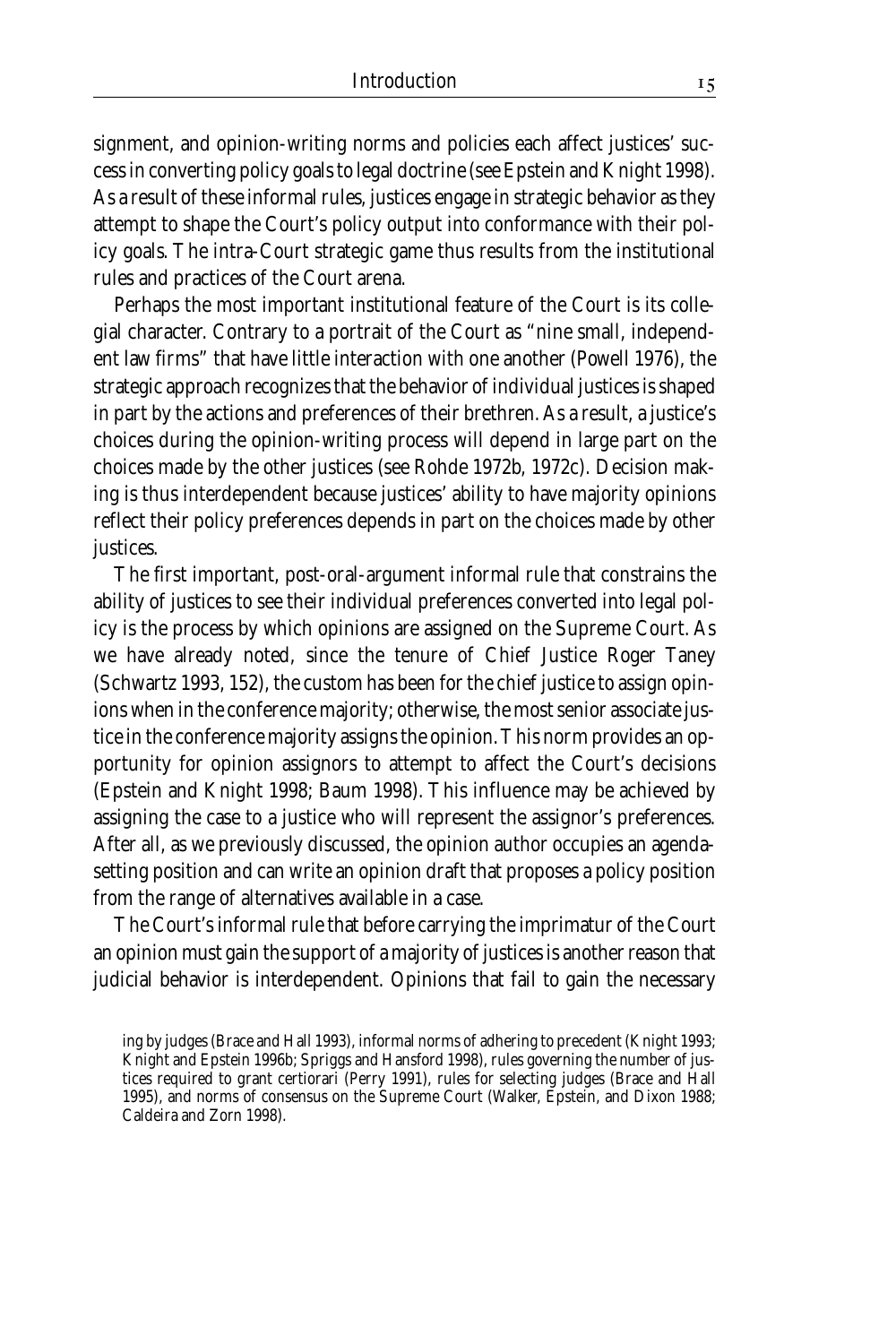signment, and opinion-writing norms and policies each affect justices' success in converting policy goals to legal doctrine (see Epstein and Knight 1998). As a result of these informal rules, justices engage in strategic behavior as they attempt to shape the Court's policy output into conformance with their policy goals. The intra-Court strategic game thus results from the institutional rules and practices of the Court arena.

Perhaps the most important institutional feature of the Court is its collegial character. Contrary to a portrait of the Court as "nine small, independent law firms" that have little interaction with one another (Powell 1976), the strategic approach recognizes that the behavior of individual justices is shaped in part by the actions and preferences of their brethren. As a result, a justice's choices during the opinion-writing process will depend in large part on the choices made by the other justices (see Rohde 1972b, 1972c). Decision making is thus interdependent because justices' ability to have majority opinions reflect their policy preferences depends in part on the choices made by other justices.

The first important, post-oral-argument informal rule that constrains the ability of justices to see their individual preferences converted into legal policy is the process by which opinions are assigned on the Supreme Court. As we have already noted, since the tenure of Chief Justice Roger Taney (Schwartz 1993, 152), the custom has been for the chief justice to assign opinions when in the conference majority; otherwise, the most senior associate justice in the conference majority assigns the opinion. This norm provides an opportunity for opinion assignors to attempt to affect the Court's decisions (Epstein and Knight 1998; Baum 1998). This influence may be achieved by assigning the case to a justice who will represent the assignor's preferences. After all, as we previously discussed, the opinion author occupies an agenda-setting position and can write an opinion draft that proposes a policy position from the range of alternatives available in a case.

The Court's informal rule that before carrying the imprimatur of the Court an opinion must gain the support of a majority of justices is another reason that judicial behavior is interdependent. Opinions that fail to gain the necessary

ing by judges (Brace and Hall 1993), informal norms of adhering to precedent (Knight 1993; Knight and Epstein 1996b; Spriggs and Hansford 1998), rules governing the number of justices required to grant certiorari (Perry 1991), rules for selecting judges (Brace and Hall 1995), and norms of consensus on the Supreme Court (Walker, Epstein, and Dixon 1988; Caldeira and Zorn 1998).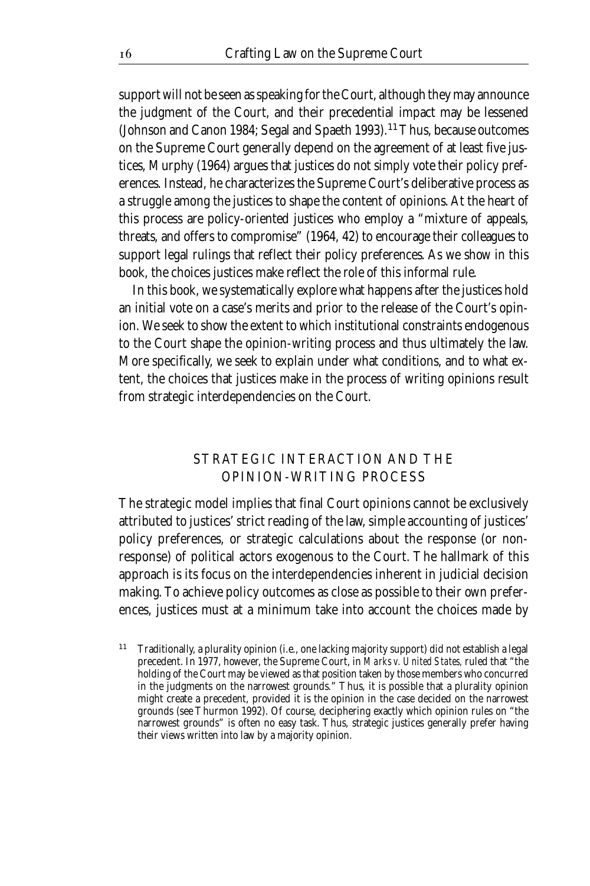support will not be seen as speaking for the Court, although they may announce the judgment of the Court, and their precedential impact may be lessened (Johnson and Canon 1984; Segal and Spaeth 1993).[11] Thus, because outcomes on the Supreme Court generally depend on the agreement of at least five justices, Murphy (1964) argues that justices do not simply vote their policy preferences. Instead, he characterizes the Supreme Court's deliberative process as a struggle among the justices to shape the content of opinions. At the heart of this process are policy-oriented justices who employ a "mixture of appeals, threats, and offers to compromise" (1964, 42) to encourage their colleagues to support legal rulings that reflect their policy preferences. As we show in this book, the choices justices make reflect the role of this informal rule.

In this book, we systematically explore what happens after the justices hold an initial vote on a case's merits and prior to the release of the Court's opinion. We seek to show the extent to which institutional constraints endogenous to the Court shape the opinion-writing process and thus ultimately the law. More specifically, we seek to explain under what conditions, and to what extent, the choices that justices make in the process of writing opinions result from strategic interdependencies on the Court.

## STRATEGIC INTERACTION AND THE OPINION-WRITING PROCESS

The strategic model implies that final Court opinions cannot be exclusively attributed to justices' strict reading of the law, simple accounting of justices' policy preferences, or strategic calculations about the response (or nonresponse) of political actors exogenous to the Court. The hallmark of this approach is its focus on the interdependencies inherent in judicial decision making. To achieve policy outcomes as close as possible to their own preferences, justices must at a minimum take into account the choices made by

[11] Traditionally, a plurality opinion (i.e., one lacking majority support) did not establish a legal precedent. In 1977, however, the Supreme Court, in *Marks v. United States,* ruled that "the holding of the Court may be viewed as that position taken by those members who concurred in the judgments on the narrowest grounds." Thus, it is possible that a plurality opinion might create a precedent, provided it is the opinion in the case decided on the narrowest grounds (see Thurmon 1992). Of course, deciphering exactly which opinion rules on "the narrowest grounds" is often no easy task. Thus, strategic justices generally prefer having their views written into law by a majority opinion.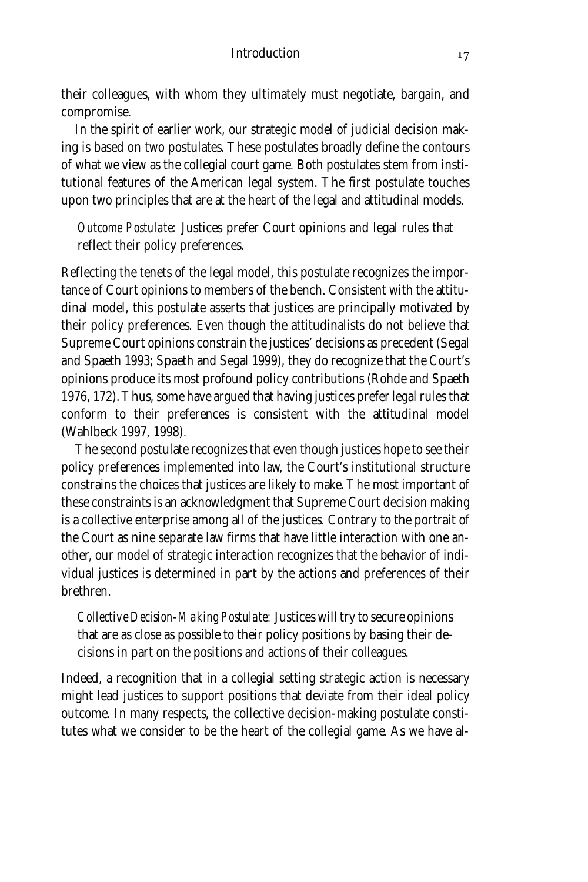their colleagues, with whom they ultimately must negotiate, bargain, and compromise.

In the spirit of earlier work, our strategic model of judicial decision making is based on two postulates. These postulates broadly define the contours of what we view as the collegial court game. Both postulates stem from institutional features of the American legal system. The first postulate touches upon two principles that are at the heart of the legal and attitudinal models.

> *Outcome Postulate:* Justices prefer Court opinions and legal rules that reflect their policy preferences.

Reflecting the tenets of the legal model, this postulate recognizes the importance of Court opinions to members of the bench. Consistent with the attitudinal model, this postulate asserts that justices are principally motivated by their policy preferences. Even though the attitudinalists do not believe that Supreme Court opinions constrain the justices' decisions as precedent (Segal and Spaeth 1993; Spaeth and Segal 1999), they do recognize that the Court's opinions produce its most profound policy contributions (Rohde and Spaeth 1976, 172). Thus, some have argued that having justices prefer legal rules that conform to their preferences is consistent with the attitudinal model (Wahlbeck 1997, 1998).

The second postulate recognizes that even though justices hope to see their policy preferences implemented into law, the Court's institutional structure constrains the choices that justices are likely to make. The most important of these constraints is an acknowledgment that Supreme Court decision making is a collective enterprise among all of the justices. Contrary to the portrait of the Court as nine separate law firms that have little interaction with one another, our model of strategic interaction recognizes that the behavior of individual justices is determined in part by the actions and preferences of their brethren.

> *Collective Decision-Making Postulate:* Justices will try to secure opinions that are as close as possible to their policy positions by basing their decisions in part on the positions and actions of their colleagues.

Indeed, a recognition that in a collegial setting strategic action is necessary might lead justices to support positions that deviate from their ideal policy outcome. In many respects, the collective decision-making postulate constitutes what we consider to be the heart of the collegial game. As we have al-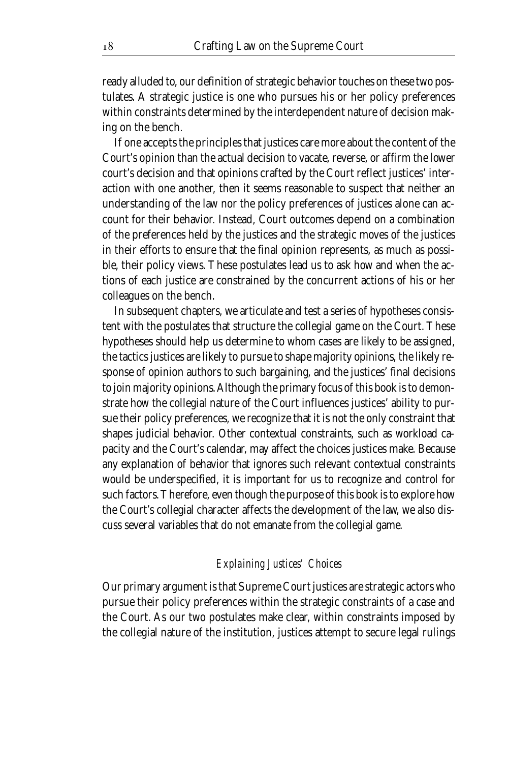ready alluded to, our definition of strategic behavior touches on these two postulates. A strategic justice is one who pursues his or her policy preferences within constraints determined by the interdependent nature of decision making on the bench.

If one accepts the principles that justices care more about the content of the Court's opinion than the actual decision to vacate, reverse, or affirm the lower court's decision and that opinions crafted by the Court reflect justices' interaction with one another, then it seems reasonable to suspect that neither an understanding of the law nor the policy preferences of justices alone can account for their behavior. Instead, Court outcomes depend on a combination of the preferences held by the justices and the strategic moves of the justices in their efforts to ensure that the final opinion represents, as much as possible, their policy views. These postulates lead us to ask how and when the actions of each justice are constrained by the concurrent actions of his or her colleagues on the bench.

In subsequent chapters, we articulate and test a series of hypotheses consistent with the postulates that structure the collegial game on the Court. These hypotheses should help us determine to whom cases are likely to be assigned, the tactics justices are likely to pursue to shape majority opinions, the likely response of opinion authors to such bargaining, and the justices' final decisions to join majority opinions. Although the primary focus of this book is to demonstrate how the collegial nature of the Court influences justices' ability to pursue their policy preferences, we recognize that it is not the only constraint that shapes judicial behavior. Other contextual constraints, such as workload capacity and the Court's calendar, may affect the choices justices make. Because any explanation of behavior that ignores such relevant contextual constraints would be underspecified, it is important for us to recognize and control for such factors. Therefore, even though the purpose of this book is to explore how the Court's collegial character affects the development of the law, we also discuss several variables that do not emanate from the collegial game.

### *Explaining Justices' Choices*

Our primary argument is that Supreme Court justices are strategic actors who pursue their policy preferences within the strategic constraints of a case and the Court. As our two postulates make clear, within constraints imposed by the collegial nature of the institution, justices attempt to secure legal rulings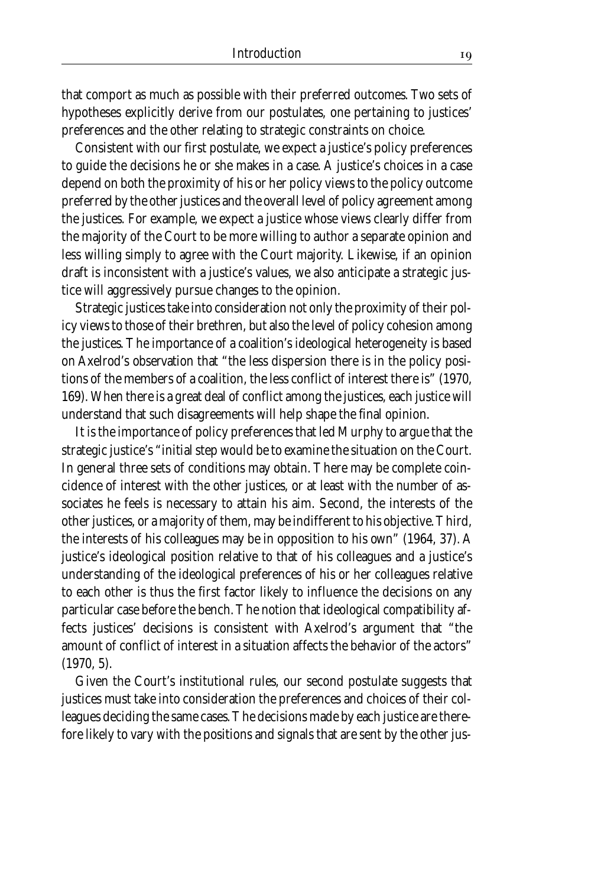that comport as much as possible with their preferred outcomes. Two sets of hypotheses explicitly derive from our postulates, one pertaining to justices' preferences and the other relating to strategic constraints on choice.

Consistent with our first postulate, we expect a justice's policy preferences to guide the decisions he or she makes in a case. A justice's choices in a case depend on both the proximity of his or her policy views to the policy outcome preferred by the other justices and the overall level of policy agreement among the justices. For example, we expect a justice whose views clearly differ from the majority of the Court to be more willing to author a separate opinion and less willing simply to agree with the Court majority. Likewise, if an opinion draft is inconsistent with a justice's values, we also anticipate a strategic justice will aggressively pursue changes to the opinion.

Strategic justices take into consideration not only the proximity of their policy views to those of their brethren, but also the level of policy cohesion among the justices. The importance of a coalition's ideological heterogeneity is based on Axelrod's observation that "the less dispersion there is in the policy positions of the members of a coalition, the less conflict of interest there is" (1970, 169). When there is a great deal of conflict among the justices, each justice will understand that such disagreements will help shape the final opinion.

It is the importance of policy preferences that led Murphy to argue that the strategic justice's "initial step would be to examine the situation on the Court. In general three sets of conditions may obtain. There may be complete coincidence of interest with the other justices, or at least with the number of associates he feels is necessary to attain his aim. Second, the interests of the other justices, or a majority of them, may be indifferent to his objective. Third, the interests of his colleagues may be in opposition to his own" (1964, 37). A justice's ideological position relative to that of his colleagues and a justice's understanding of the ideological preferences of his or her colleagues relative to each other is thus the first factor likely to influence the decisions on any particular case before the bench. The notion that ideological compatibility affects justices' decisions is consistent with Axelrod's argument that "the amount of conflict of interest in a situation affects the behavior of the actors" (1970, 5).

Given the Court's institutional rules, our second postulate suggests that justices must take into consideration the preferences and choices of their colleagues deciding the same cases. The decisions made by each justice are therefore likely to vary with the positions and signals that are sent by the other jus-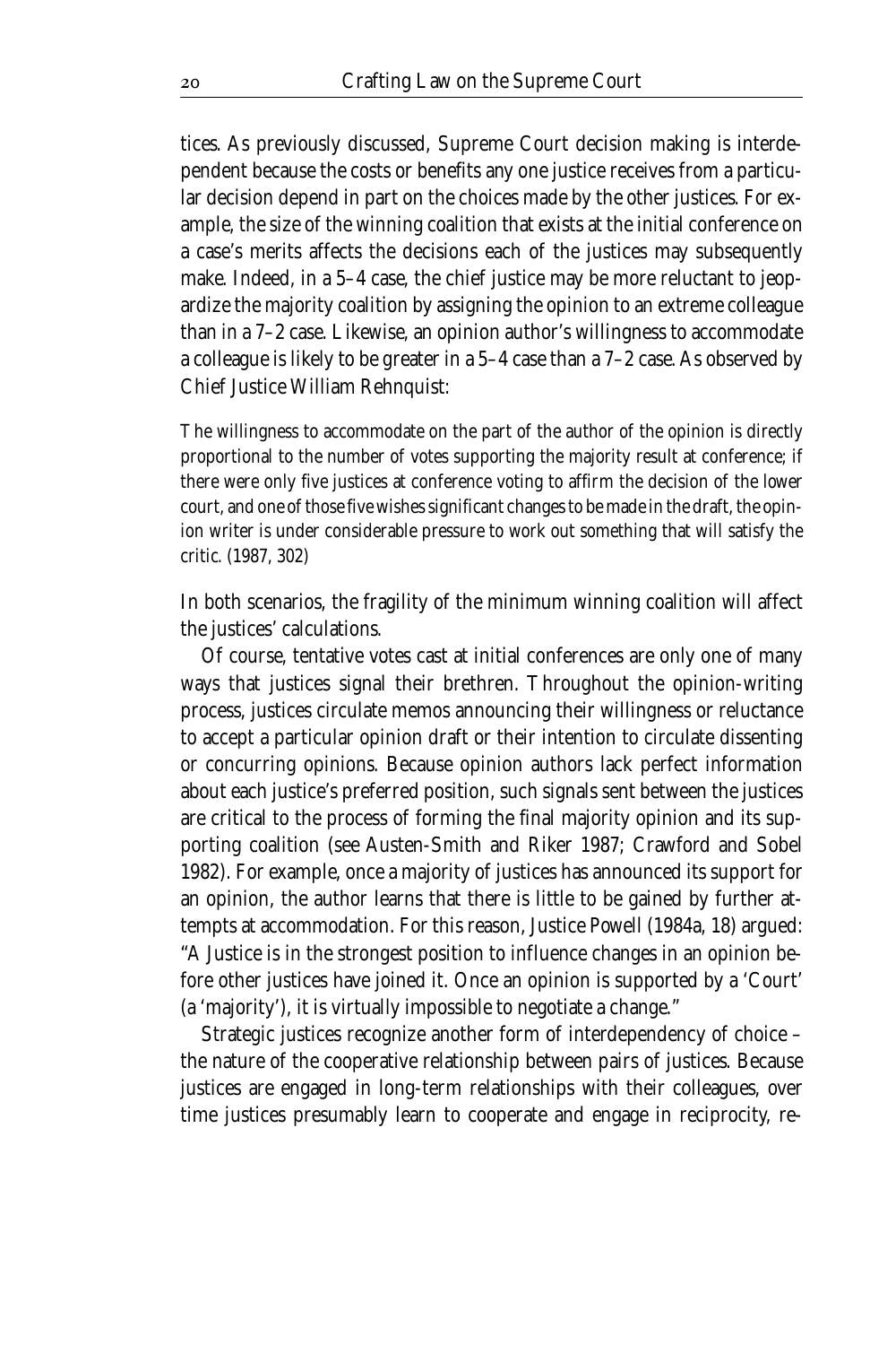tices. As previously discussed, Supreme Court decision making is interdependent because the costs or benefits any one justice receives from a particular decision depend in part on the choices made by the other justices. For example, the size of the winning coalition that exists at the initial conference on a case's merits affects the decisions each of the justices may subsequently make. Indeed, in a 5–4 case, the chief justice may be more reluctant to jeopardize the majority coalition by assigning the opinion to an extreme colleague than in a 7–2 case. Likewise, an opinion author's willingness to accommodate a colleague is likely to be greater in a 5–4 case than a 7–2 case. As observed by Chief Justice William Rehnquist:

> The willingness to accommodate on the part of the author of the opinion is directly proportional to the number of votes supporting the majority result at conference; if there were only five justices at conference voting to affirm the decision of the lower court, and one of those five wishes significant changes to be made in the draft, the opinion writer is under considerable pressure to work out something that will satisfy the critic. (1987, 302)

In both scenarios, the fragility of the minimum winning coalition will affect the justices' calculations.

Of course, tentative votes cast at initial conferences are only one of many ways that justices signal their brethren. Throughout the opinion-writing process, justices circulate memos announcing their willingness or reluctance to accept a particular opinion draft or their intention to circulate dissenting or concurring opinions. Because opinion authors lack perfect information about each justice's preferred position, such signals sent between the justices are critical to the process of forming the final majority opinion and its supporting coalition (see Austen-Smith and Riker 1987; Crawford and Sobel 1982). For example, once a majority of justices has announced its support for an opinion, the author learns that there is little to be gained by further attempts at accommodation. For this reason, Justice Powell (1984a, 18) argued: "A Justice is in the strongest position to influence changes in an opinion before other justices have joined it. Once an opinion is supported by a 'Court' (a 'majority'), it is virtually impossible to negotiate a change."

Strategic justices recognize another form of interdependency of choice – the nature of the cooperative relationship between pairs of justices. Because justices are engaged in long-term relationships with their colleagues, over time justices presumably learn to cooperate and engage in reciprocity, re-